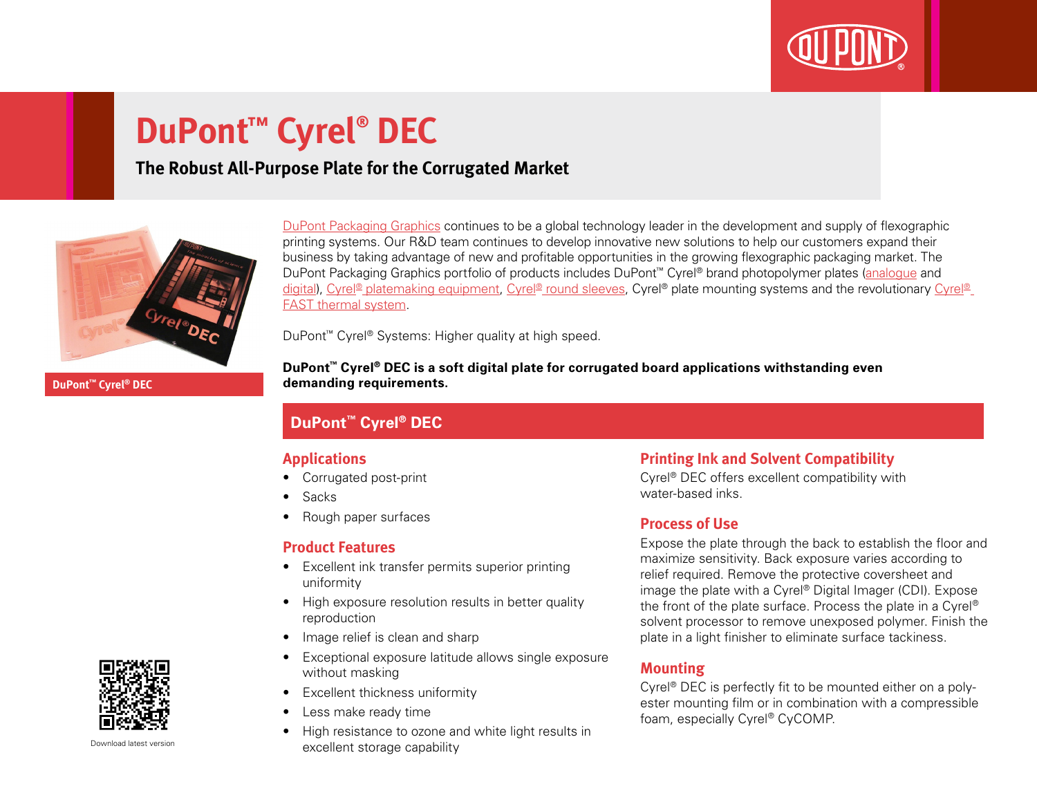# DuPont™ Cyrel® DEC

## The Robust All-Purpose Plate for the Corrugated Market

DuPont™ Cyrel® DEC

DuPont Packaging Graphics continues to be a global technology leader in the development and supply of flexographic printing systems. Our R&D team continues to develop innovative new solutions to help our customers expand their business by taking advantage of new and profitable opportunities in the growing flexographic packaging market. The DuPont Packaging Graphics portfolio of products includes DuPont™ Cyrel® brand photopolymer plates (analogue and digital), Cyrel® platemaking equipment, Cyrel® round sleeves, Cyrel® plate mounting systems and the revolutionary Cyrel® FAST thermal system.

DuPont™ Cyrel® Systems: Higher quality at high speed.

**DuPont™ Cyrel® DEC is a soft digital plate for corrugated board applications withstanding even demanding requirements.**

## DuPont™ Cyrel® DEC

### Applications

- Corrugated post-print
- Sacks
- Rough paper surfaces

### Product Features

- Excellent ink transfer permits superior printing uniformity
- High exposure resolution results in better quality reproduction
- Image relief is clean and sharp
- Exceptional exposure latitude allows single exposure without masking
- Excellent thickness uniformity
- Less make ready time
- High resistance to ozone and white light results in excellent storage capability

### Printing Ink and Solvent Compatibility

Cyrel® DEC offers excellent compatibility with water-based inks.

### Process of Use

Expose the plate through the back to establish the floor and maximize sensitivity. Back exposure varies according to relief required. Remove the protective coversheet and image the plate with a Cyrel® Digital Imager (CDI). Expose the front of the plate surface. Process the plate in a Cyrel® solvent processor to remove unexposed polymer. Finish the plate in a light finisher to eliminate surface tackiness.

### Mounting

Cyrel® DEC is perfectly fit to be mounted either on a polyester mounting film or in combination with a compressible foam, especially Cyrel® CyCOMP.

Download latest version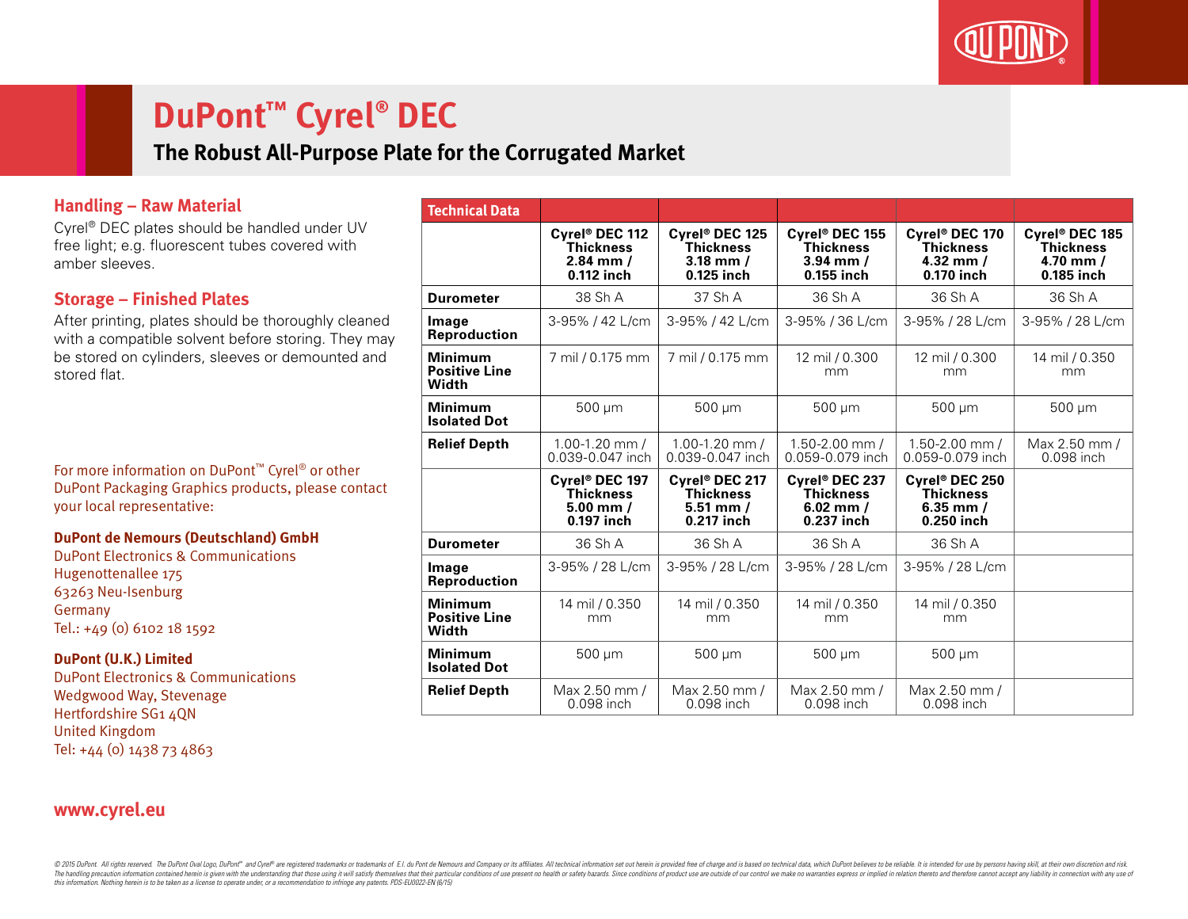# DuPont™ Cyrel® DEC

## The Robust All-Purpose Plate for the Corrugated Market

### Handling – Raw Material

Cyrel® DEC plates should be handled under UV free light; e.g. fluorescent tubes covered with amber sleeves.

### Storage – Finished Plates

After printing, plates should be thoroughly cleaned with a compatible solvent before storing. They may be stored on cylinders, sleeves or demounted and stored flat.

| Technical Data | | | | | |
|---|---|---|---|---|---|
| | **Cyrel® DEC 112 Thickness 2.84 mm / 0.112 inch** | **Cyrel® DEC 125 Thickness 3.18 mm / 0.125 inch** | **Cyrel® DEC 155 Thickness 3.94 mm / 0.155 inch** | **Cyrel® DEC 170 Thickness 4.32 mm / 0.170 inch** | **Cyrel® DEC 185 Thickness 4.70 mm / 0.185 inch** |
| **Durometer** | 38 Sh A | 37 Sh A | 36 Sh A | 36 Sh A | 36 Sh A |
| **Image Reproduction** | 3-95% / 42 L/cm | 3-95% / 42 L/cm | 3-95% / 36 L/cm | 3-95% / 28 L/cm | 3-95% / 28 L/cm |
| **Minimum Positive Line Width** | 7 mil / 0.175 mm | 7 mil / 0.175 mm | 12 mil / 0.300 mm | 12 mil / 0.300 mm | 14 mil / 0.350 mm |
| **Minimum Isolated Dot** | 500 µm | 500 µm | 500 µm | 500 µm | 500 µm |
| **Relief Depth** | 1.00-1.20 mm / 0.039-0.047 inch | 1.00-1.20 mm / 0.039-0.047 inch | 1.50-2.00 mm / 0.059-0.079 inch | 1.50-2.00 mm / 0.059-0.079 inch | Max 2.50 mm / 0.098 inch |
| | **Cyrel® DEC 197 Thickness 5.00 mm / 0.197 inch** | **Cyrel® DEC 217 Thickness 5.51 mm / 0.217 inch** | **Cyrel® DEC 237 Thickness 6.02 mm / 0.237 inch** | **Cyrel® DEC 250 Thickness 6.35 mm / 0.250 inch** | |
| **Durometer** | 36 Sh A | 36 Sh A | 36 Sh A | 36 Sh A | |
| **Image Reproduction** | 3-95% / 28 L/cm | 3-95% / 28 L/cm | 3-95% / 28 L/cm | 3-95% / 28 L/cm | |
| **Minimum Positive Line Width** | 14 mil / 0.350 mm | 14 mil / 0.350 mm | 14 mil / 0.350 mm | 14 mil / 0.350 mm | |
| **Minimum Isolated Dot** | 500 µm | 500 µm | 500 µm | 500 µm | |
| **Relief Depth** | Max 2.50 mm / 0.098 inch | Max 2.50 mm / 0.098 inch | Max 2.50 mm / 0.098 inch | Max 2.50 mm / 0.098 inch | |

For more information on DuPont™ Cyrel® or other DuPont Packaging Graphics products, please contact your local representative:

**DuPont de Nemours (Deutschland) GmbH**
DuPont Electronics & Communications
Hugenottenallee 175
63263 Neu-Isenburg
Germany
Tel.: +49 (0) 6102 18 1592

**DuPont (U.K.) Limited**
DuPont Electronics & Communications
Wedgwood Way, Stevenage
Hertfordshire SG1 4QN
United Kingdom
Tel: +44 (0) 1438 73 4863

**www.cyrel.eu**

© 2015 DuPont. All rights reserved. The DuPont Oval Logo, DuPont™ and Cyrel® are registered trademarks or trademarks of E.I. du Pont de Nemours and Company or its affiliates. All technical information set out herein is provided free of charge and is based on technical data, which DuPont believes to be reliable. It is intended for use by persons having skill, at their own discretion and risk. The handling precaution information contained herein is given with the understanding that those using it will satisfy themselves that their particular conditions of use present no health or safety hazards. Since conditions of product use are outside of our control we make no warranties express or implied in relation thereto and therefore cannot accept any liability in connection with any use of this information. Nothing herein is to be taken as a license to operate under, or a recommendation to infringe any patents. PDS-EU0022-EN (6/15)